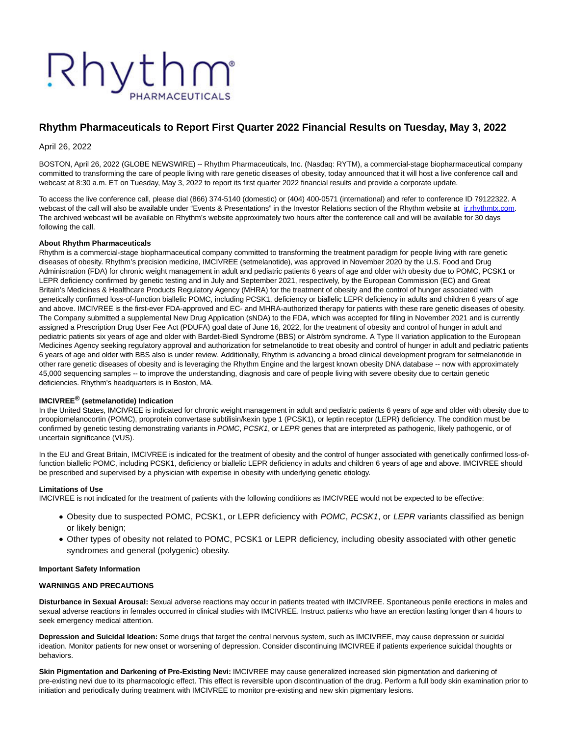# Rhythm Pharmaceuticals to Report First Quarter 2022 Financial Results on Tuesday, May 3, 2022

April 26, 2022

BOSTON, April 26, 2022 (GLOBE NEWSWIRE) -- Rhythm Pharmaceuticals, Inc. (Nasdaq: RYTM), a commercial-stage biopharmaceutical company committed to transforming the care of people living with rare genetic diseases of obesity, today announced that it will host a live conference call and webcast at 8:30 a.m. ET on Tuesday, May 3, 2022 to report its first quarter 2022 financial results and provide a corporate update.

To access the live conference call, please dial (866) 374-5140 (domestic) or (404) 400-0571 (international) and refer to conference ID 79122322. A webcast of the call will also be available under "Events & Presentations" in the Investor Relations section of the Rhythm website at ir.rhythmtx.com. The archived webcast will be available on Rhythm's website approximately two hours after the conference call and will be available for 30 days following the call.

**About Rhythm Pharmaceuticals**

Rhythm is a commercial-stage biopharmaceutical company committed to transforming the treatment paradigm for people living with rare genetic diseases of obesity. Rhythm's precision medicine, IMCIVREE (setmelanotide), was approved in November 2020 by the U.S. Food and Drug Administration (FDA) for chronic weight management in adult and pediatric patients 6 years of age and older with obesity due to POMC, PCSK1 or LEPR deficiency confirmed by genetic testing and in July and September 2021, respectively, by the European Commission (EC) and Great Britain's Medicines & Healthcare Products Regulatory Agency (MHRA) for the treatment of obesity and the control of hunger associated with genetically confirmed loss-of-function biallelic POMC, including PCSK1, deficiency or biallelic LEPR deficiency in adults and children 6 years of age and above. IMCIVREE is the first-ever FDA-approved and EC- and MHRA-authorized therapy for patients with these rare genetic diseases of obesity. The Company submitted a supplemental New Drug Application (sNDA) to the FDA, which was accepted for filing in November 2021 and is currently assigned a Prescription Drug User Fee Act (PDUFA) goal date of June 16, 2022, for the treatment of obesity and control of hunger in adult and pediatric patients six years of age and older with Bardet-Biedl Syndrome (BBS) or Alström syndrome. A Type II variation application to the European Medicines Agency seeking regulatory approval and authorization for setmelanotide to treat obesity and control of hunger in adult and pediatric patients 6 years of age and older with BBS also is under review. Additionally, Rhythm is advancing a broad clinical development program for setmelanotide in other rare genetic diseases of obesity and is leveraging the Rhythm Engine and the largest known obesity DNA database -- now with approximately 45,000 sequencing samples -- to improve the understanding, diagnosis and care of people living with severe obesity due to certain genetic deficiencies. Rhythm's headquarters is in Boston, MA.

**IMCIVREE® (setmelanotide) Indication**

In the United States, IMCIVREE is indicated for chronic weight management in adult and pediatric patients 6 years of age and older with obesity due to proopiomelanocortin (POMC), proprotein convertase subtilisin/kexin type 1 (PCSK1), or leptin receptor (LEPR) deficiency. The condition must be confirmed by genetic testing demonstrating variants in *POMC*, *PCSK1*, or *LEPR* genes that are interpreted as pathogenic, likely pathogenic, or of uncertain significance (VUS).

In the EU and Great Britain, IMCIVREE is indicated for the treatment of obesity and the control of hunger associated with genetically confirmed loss-of-function biallelic POMC, including PCSK1, deficiency or biallelic LEPR deficiency in adults and children 6 years of age and above. IMCIVREE should be prescribed and supervised by a physician with expertise in obesity with underlying genetic etiology.

**Limitations of Use**

IMCIVREE is not indicated for the treatment of patients with the following conditions as IMCIVREE would not be expected to be effective:

- Obesity due to suspected POMC, PCSK1, or LEPR deficiency with *POMC*, *PCSK1*, or *LEPR* variants classified as benign or likely benign;
- Other types of obesity not related to POMC, PCSK1 or LEPR deficiency, including obesity associated with other genetic syndromes and general (polygenic) obesity.

**Important Safety Information**

**WARNINGS AND PRECAUTIONS**

**Disturbance in Sexual Arousal:** Sexual adverse reactions may occur in patients treated with IMCIVREE. Spontaneous penile erections in males and sexual adverse reactions in females occurred in clinical studies with IMCIVREE. Instruct patients who have an erection lasting longer than 4 hours to seek emergency medical attention.

**Depression and Suicidal Ideation:** Some drugs that target the central nervous system, such as IMCIVREE, may cause depression or suicidal ideation. Monitor patients for new onset or worsening of depression. Consider discontinuing IMCIVREE if patients experience suicidal thoughts or behaviors.

**Skin Pigmentation and Darkening of Pre-Existing Nevi:** IMCIVREE may cause generalized increased skin pigmentation and darkening of pre-existing nevi due to its pharmacologic effect. This effect is reversible upon discontinuation of the drug. Perform a full body skin examination prior to initiation and periodically during treatment with IMCIVREE to monitor pre-existing and new skin pigmentary lesions.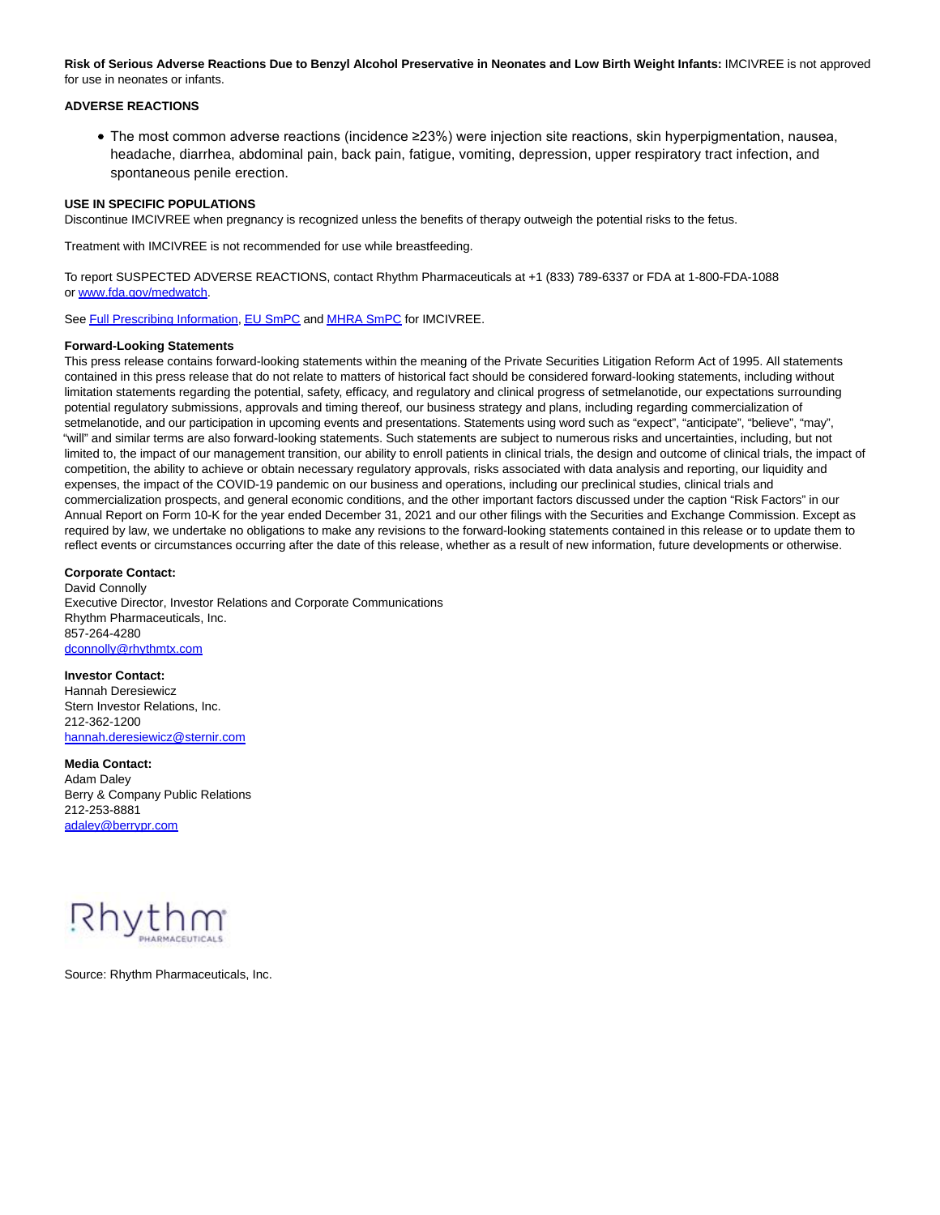**Risk of Serious Adverse Reactions Due to Benzyl Alcohol Preservative in Neonates and Low Birth Weight Infants:** IMCIVREE is not approved for use in neonates or infants.

**ADVERSE REACTIONS**

- The most common adverse reactions (incidence ≥23%) were injection site reactions, skin hyperpigmentation, nausea, headache, diarrhea, abdominal pain, back pain, fatigue, vomiting, depression, upper respiratory tract infection, and spontaneous penile erection.

**USE IN SPECIFIC POPULATIONS**

Discontinue IMCIVREE when pregnancy is recognized unless the benefits of therapy outweigh the potential risks to the fetus.

Treatment with IMCIVREE is not recommended for use while breastfeeding.

To report SUSPECTED ADVERSE REACTIONS, contact Rhythm Pharmaceuticals at +1 (833) 789-6337 or FDA at 1-800-FDA-1088 or www.fda.gov/medwatch.

See Full Prescribing Information, EU SmPC and MHRA SmPC for IMCIVREE.

**Forward-Looking Statements**

This press release contains forward-looking statements within the meaning of the Private Securities Litigation Reform Act of 1995. All statements contained in this press release that do not relate to matters of historical fact should be considered forward-looking statements, including without limitation statements regarding the potential, safety, efficacy, and regulatory and clinical progress of setmelanotide, our expectations surrounding potential regulatory submissions, approvals and timing thereof, our business strategy and plans, including regarding commercialization of setmelanotide, and our participation in upcoming events and presentations. Statements using word such as "expect", "anticipate", "believe", "may", "will" and similar terms are also forward-looking statements. Such statements are subject to numerous risks and uncertainties, including, but not limited to, the impact of our management transition, our ability to enroll patients in clinical trials, the design and outcome of clinical trials, the impact of competition, the ability to achieve or obtain necessary regulatory approvals, risks associated with data analysis and reporting, our liquidity and expenses, the impact of the COVID-19 pandemic on our business and operations, including our preclinical studies, clinical trials and commercialization prospects, and general economic conditions, and the other important factors discussed under the caption "Risk Factors" in our Annual Report on Form 10-K for the year ended December 31, 2021 and our other filings with the Securities and Exchange Commission. Except as required by law, we undertake no obligations to make any revisions to the forward-looking statements contained in this release or to update them to reflect events or circumstances occurring after the date of this release, whether as a result of new information, future developments or otherwise.

**Corporate Contact:**
David Connolly
Executive Director, Investor Relations and Corporate Communications
Rhythm Pharmaceuticals, Inc.
857-264-4280
dconnolly@rhythmtx.com

**Investor Contact:**
Hannah Deresiewicz
Stern Investor Relations, Inc.
212-362-1200
hannah.deresiewicz@sternir.com

**Media Contact:**
Adam Daley
Berry & Company Public Relations
212-253-8881
adaley@berrypr.com

Rhythm PHARMACEUTICALS

Source: Rhythm Pharmaceuticals, Inc.